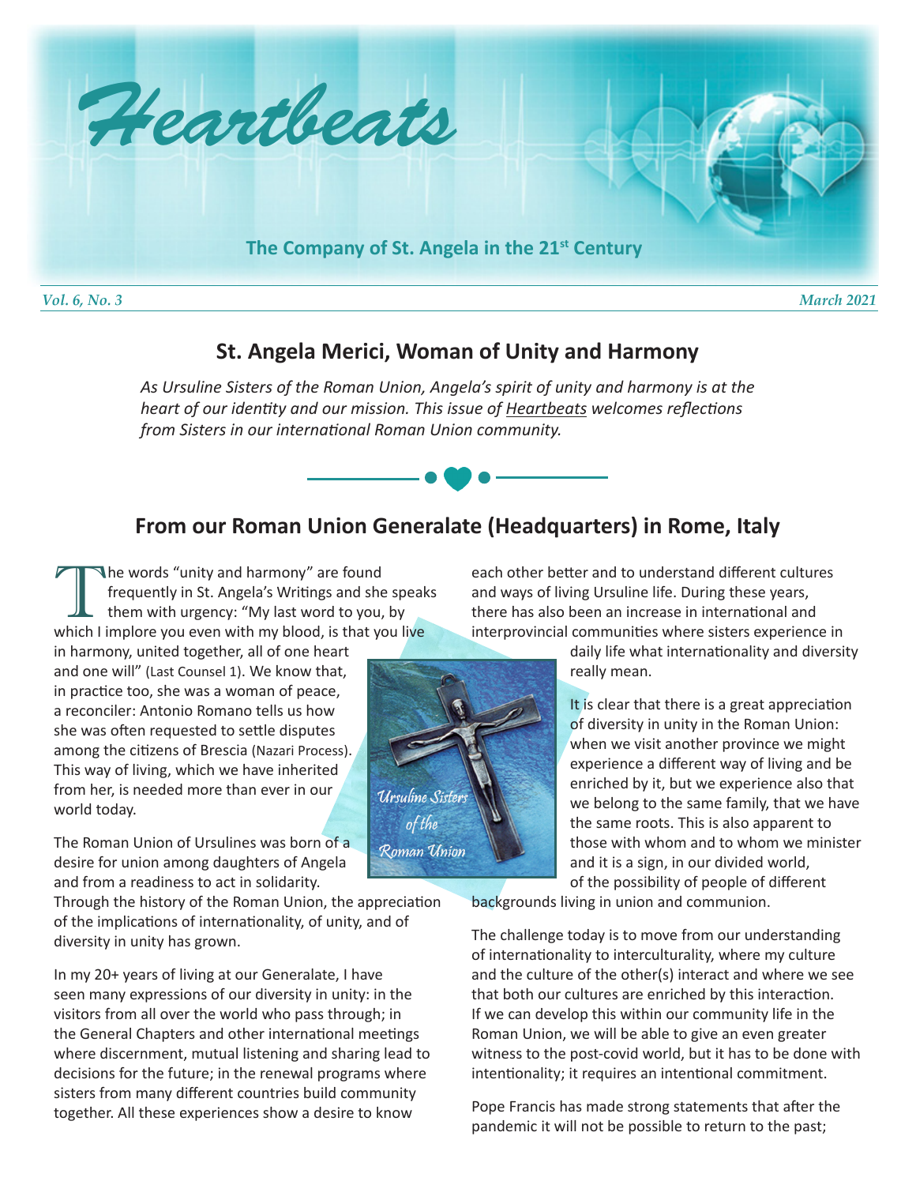# Heartbeats

**The Company of St. Angela in the 21st Century**

*Vol. 6, No. 3* *March 2021*

## St. Angela Merici, Woman of Unity and Harmony

*As Ursuline Sisters of the Roman Union, Angela's spirit of unity and harmony is at the heart of our identity and our mission. This issue of Heartbeats welcomes reflections from Sisters in our international Roman Union community.*

## From our Roman Union Generalate (Headquarters) in Rome, Italy

The words "unity and harmony" are found frequently in St. Angela's Writings and she speaks them with urgency: "My last word to you, by which I implore you even with my blood, is that you live in harmony, united together, all of one heart and one will" (Last Counsel 1). We know that, in practice too, she was a woman of peace, a reconciler: Antonio Romano tells us how she was often requested to settle disputes among the citizens of Brescia (Nazari Process). This way of living, which we have inherited from her, is needed more than ever in our world today.

The Roman Union of Ursulines was born of a desire for union among daughters of Angela and from a readiness to act in solidarity. Through the history of the Roman Union, the appreciation of the implications of internationality, of unity, and of diversity in unity has grown.

In my 20+ years of living at our Generalate, I have seen many expressions of our diversity in unity: in the visitors from all over the world who pass through; in the General Chapters and other international meetings where discernment, mutual listening and sharing lead to decisions for the future; in the renewal programs where sisters from many different countries build community together. All these experiences show a desire to know each other better and to understand different cultures and ways of living Ursuline life. During these years, there has also been an increase in international and interprovincial communities where sisters experience in daily life what internationality and diversity really mean.

Ursuline Sisters of the Roman Union

It is clear that there is a great appreciation of diversity in unity in the Roman Union: when we visit another province we might experience a different way of living and be enriched by it, but we experience also that we belong to the same family, that we have the same roots. This is also apparent to those with whom and to whom we minister and it is a sign, in our divided world, of the possibility of people of different backgrounds living in union and communion.

The challenge today is to move from our understanding of internationality to interculturality, where my culture and the culture of the other(s) interact and where we see that both our cultures are enriched by this interaction. If we can develop this within our community life in the Roman Union, we will be able to give an even greater witness to the post-covid world, but it has to be done with intentionality; it requires an intentional commitment.

Pope Francis has made strong statements that after the pandemic it will not be possible to return to the past;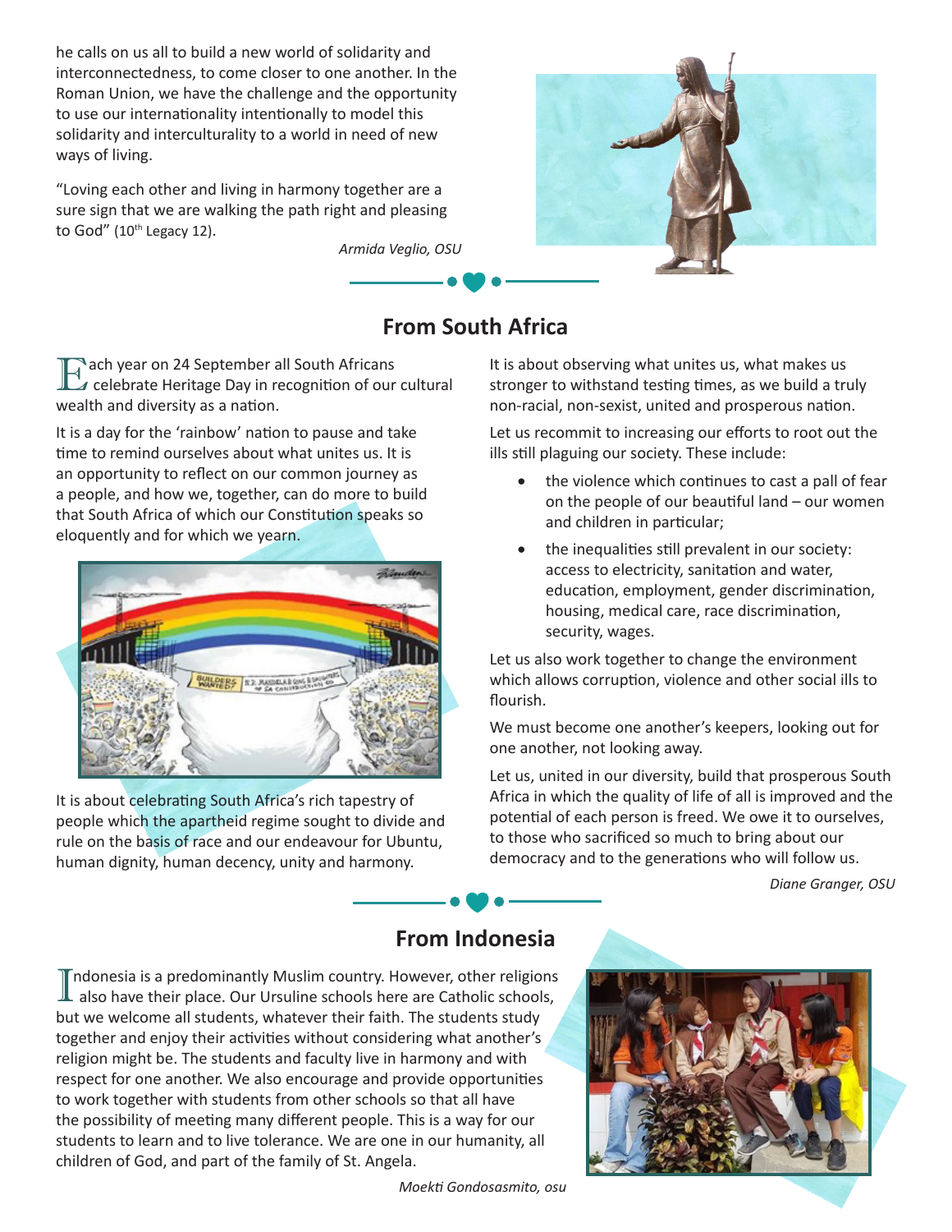he calls on us all to build a new world of solidarity and interconnectedness, to come closer to one another. In the Roman Union, we have the challenge and the opportunity to use our internationality intentionally to model this solidarity and interculturality to a world in need of new ways of living.

"Loving each other and living in harmony together are a sure sign that we are walking the path right and pleasing to God" (10th Legacy 12).

*Armida Veglio, OSU*

## From South Africa

Each year on 24 September all South Africans celebrate Heritage Day in recognition of our cultural wealth and diversity as a nation.

It is a day for the 'rainbow' nation to pause and take time to remind ourselves about what unites us. It is an opportunity to reflect on our common journey as a people, and how we, together, can do more to build that South Africa of which our Constitution speaks so eloquently and for which we yearn.

It is about celebrating South Africa's rich tapestry of people which the apartheid regime sought to divide and rule on the basis of race and our endeavour for Ubuntu, human dignity, human decency, unity and harmony.

It is about observing what unites us, what makes us stronger to withstand testing times, as we build a truly non-racial, non-sexist, united and prosperous nation.

Let us recommit to increasing our efforts to root out the ills still plaguing our society. These include:

- the violence which continues to cast a pall of fear on the people of our beautiful land – our women and children in particular;
- the inequalities still prevalent in our society: access to electricity, sanitation and water, education, employment, gender discrimination, housing, medical care, race discrimination, security, wages.

Let us also work together to change the environment which allows corruption, violence and other social ills to flourish.

We must become one another's keepers, looking out for one another, not looking away.

Let us, united in our diversity, build that prosperous South Africa in which the quality of life of all is improved and the potential of each person is freed. We owe it to ourselves, to those who sacrificed so much to bring about our democracy and to the generations who will follow us.

*Diane Granger, OSU*

## From Indonesia

Indonesia is a predominantly Muslim country. However, other religions also have their place. Our Ursuline schools here are Catholic schools, but we welcome all students, whatever their faith. The students study together and enjoy their activities without considering what another's religion might be. The students and faculty live in harmony and with respect for one another. We also encourage and provide opportunities to work together with students from other schools so that all have the possibility of meeting many different people. This is a way for our students to learn and to live tolerance. We are one in our humanity, all children of God, and part of the family of St. Angela.

*Moekti Gondosasmito, osu*